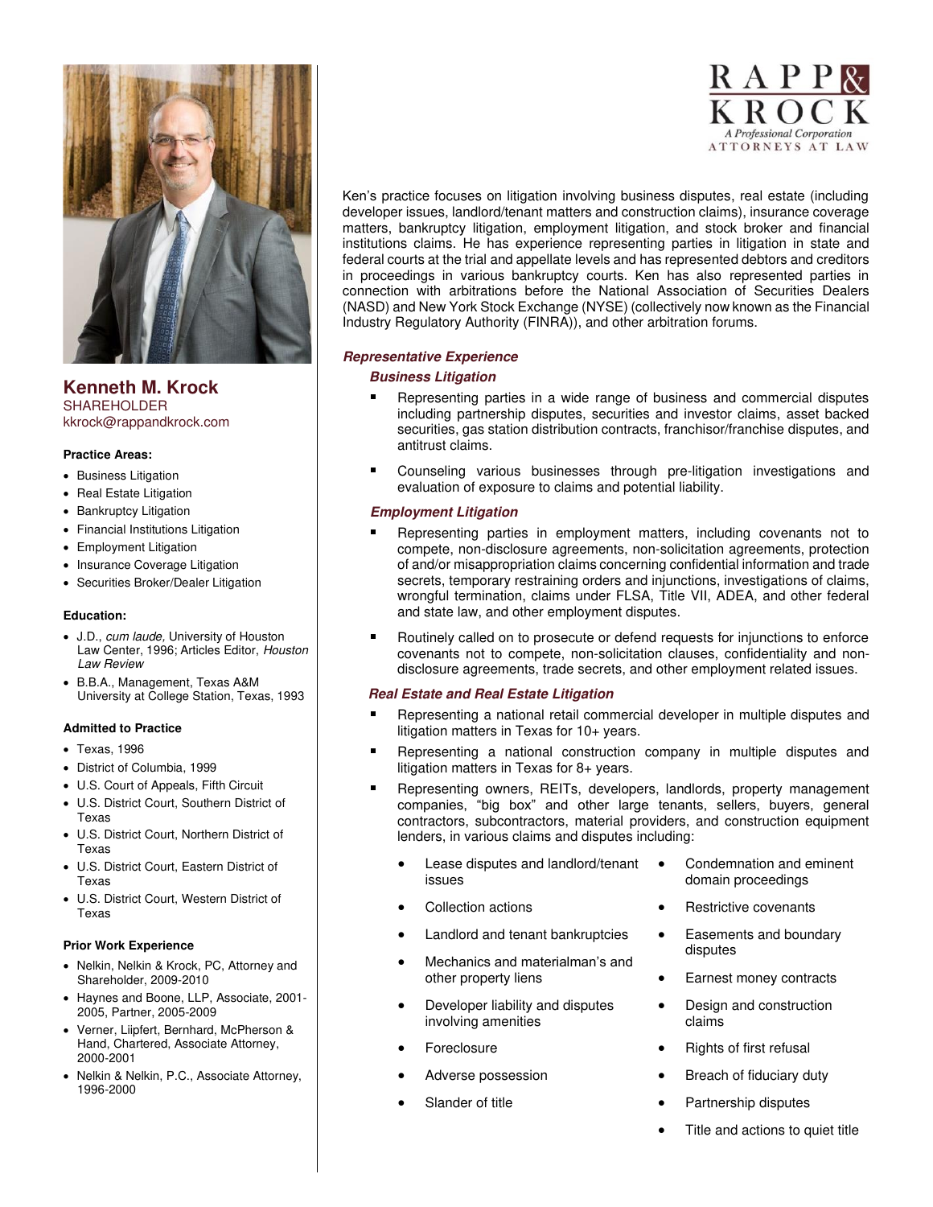RAPP & KROCK
*A Professional Corporation*
ATTORNEYS AT LAW

# Kenneth M. Krock

SHAREHOLDER
kkrock@rappandkrock.com

#### Practice Areas:

- Business Litigation
- Real Estate Litigation
- Bankruptcy Litigation
- Financial Institutions Litigation
- Employment Litigation
- Insurance Coverage Litigation
- Securities Broker/Dealer Litigation

#### Education:

- J.D., *cum laude,* University of Houston Law Center, 1996; Articles Editor, *Houston Law Review*
- B.B.A., Management, Texas A&M University at College Station, Texas, 1993

#### Admitted to Practice

- Texas, 1996
- District of Columbia, 1999
- U.S. Court of Appeals, Fifth Circuit
- U.S. District Court, Southern District of Texas
- U.S. District Court, Northern District of Texas
- U.S. District Court, Eastern District of Texas
- U.S. District Court, Western District of Texas

#### Prior Work Experience

- Nelkin, Nelkin & Krock, PC, Attorney and Shareholder, 2009-2010
- Haynes and Boone, LLP, Associate, 2001-2005, Partner, 2005-2009
- Verner, Liipfert, Bernhard, McPherson & Hand, Chartered, Associate Attorney, 2000-2001
- Nelkin & Nelkin, P.C., Associate Attorney, 1996-2000

Ken's practice focuses on litigation involving business disputes, real estate (including developer issues, landlord/tenant matters and construction claims), insurance coverage matters, bankruptcy litigation, employment litigation, and stock broker and financial institutions claims. He has experience representing parties in litigation in state and federal courts at the trial and appellate levels and has represented debtors and creditors in proceedings in various bankruptcy courts. Ken has also represented parties in connection with arbitrations before the National Association of Securities Dealers (NASD) and New York Stock Exchange (NYSE) (collectively now known as the Financial Industry Regulatory Authority (FINRA)), and other arbitration forums.

## *Representative Experience*

### *Business Litigation*

- Representing parties in a wide range of business and commercial disputes including partnership disputes, securities and investor claims, asset backed securities, gas station distribution contracts, franchisor/franchise disputes, and antitrust claims.
- Counseling various businesses through pre-litigation investigations and evaluation of exposure to claims and potential liability.

### *Employment Litigation*

- Representing parties in employment matters, including covenants not to compete, non-disclosure agreements, non-solicitation agreements, protection of and/or misappropriation claims concerning confidential information and trade secrets, temporary restraining orders and injunctions, investigations of claims, wrongful termination, claims under FLSA, Title VII, ADEA, and other federal and state law, and other employment disputes.
- Routinely called on to prosecute or defend requests for injunctions to enforce covenants not to compete, non-solicitation clauses, confidentiality and non-disclosure agreements, trade secrets, and other employment related issues.

### *Real Estate and Real Estate Litigation*

- Representing a national retail commercial developer in multiple disputes and litigation matters in Texas for 10+ years.
- Representing a national construction company in multiple disputes and litigation matters in Texas for 8+ years.
- Representing owners, REITs, developers, landlords, property management companies, "big box" and other large tenants, sellers, buyers, general contractors, subcontractors, material providers, and construction equipment lenders, in various claims and disputes including:
  - Lease disputes and landlord/tenant issues
  - Collection actions
  - Landlord and tenant bankruptcies
  - Mechanics and materialman's and other property liens
  - Developer liability and disputes involving amenities
  - Foreclosure
  - Adverse possession
  - Slander of title
  - Condemnation and eminent domain proceedings
  - Restrictive covenants
  - Easements and boundary disputes
  - Earnest money contracts
  - Design and construction claims
  - Rights of first refusal
  - Breach of fiduciary duty
  - Partnership disputes
  - Title and actions to quiet title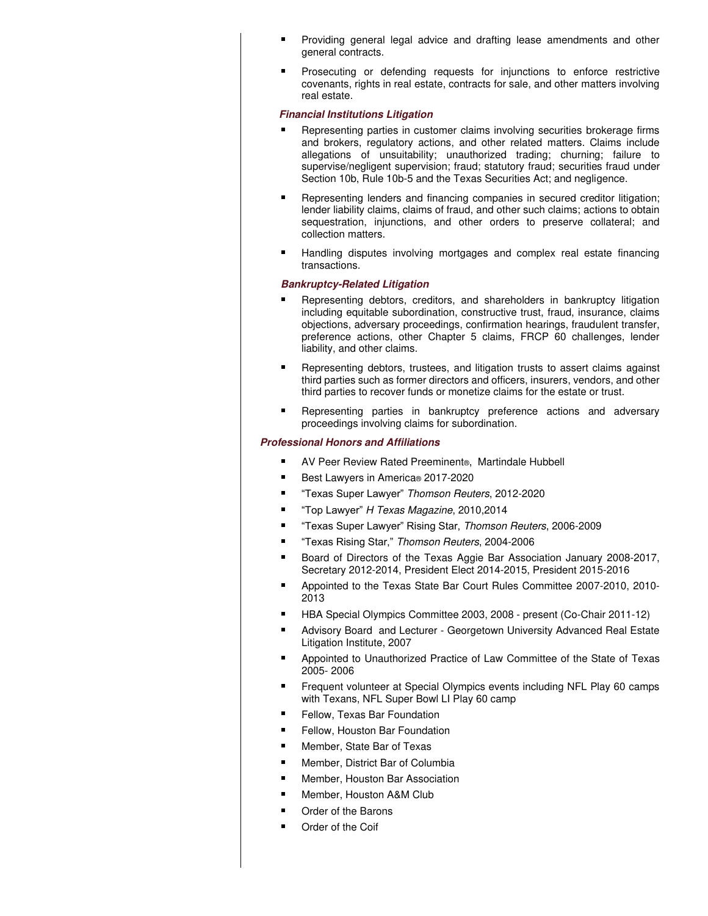- Providing general legal advice and drafting lease amendments and other general contracts.
- Prosecuting or defending requests for injunctions to enforce restrictive covenants, rights in real estate, contracts for sale, and other matters involving real estate.

***Financial Institutions Litigation***

- Representing parties in customer claims involving securities brokerage firms and brokers, regulatory actions, and other related matters. Claims include allegations of unsuitability; unauthorized trading; churning; failure to supervise/negligent supervision; fraud; statutory fraud; securities fraud under Section 10b, Rule 10b-5 and the Texas Securities Act; and negligence.
- Representing lenders and financing companies in secured creditor litigation; lender liability claims, claims of fraud, and other such claims; actions to obtain sequestration, injunctions, and other orders to preserve collateral; and collection matters.
- Handling disputes involving mortgages and complex real estate financing transactions.

***Bankruptcy-Related Litigation***

- Representing debtors, creditors, and shareholders in bankruptcy litigation including equitable subordination, constructive trust, fraud, insurance, claims objections, adversary proceedings, confirmation hearings, fraudulent transfer, preference actions, other Chapter 5 claims, FRCP 60 challenges, lender liability, and other claims.
- Representing debtors, trustees, and litigation trusts to assert claims against third parties such as former directors and officers, insurers, vendors, and other third parties to recover funds or monetize claims for the estate or trust.
- Representing parties in bankruptcy preference actions and adversary proceedings involving claims for subordination.

***Professional Honors and Affiliations***

- AV Peer Review Rated Preeminent®, Martindale Hubbell
- Best Lawyers in America® 2017-2020
- "Texas Super Lawyer" *Thomson Reuters*, 2012-2020
- "Top Lawyer" *H Texas Magazine*, 2010,2014
- "Texas Super Lawyer" Rising Star, *Thomson Reuters*, 2006-2009
- "Texas Rising Star," *Thomson Reuters*, 2004-2006
- Board of Directors of the Texas Aggie Bar Association January 2008-2017, Secretary 2012-2014, President Elect 2014-2015, President 2015-2016
- Appointed to the Texas State Bar Court Rules Committee 2007-2010, 2010-2013
- HBA Special Olympics Committee 2003, 2008 - present (Co-Chair 2011-12)
- Advisory Board and Lecturer - Georgetown University Advanced Real Estate Litigation Institute, 2007
- Appointed to Unauthorized Practice of Law Committee of the State of Texas 2005- 2006
- Frequent volunteer at Special Olympics events including NFL Play 60 camps with Texans, NFL Super Bowl LI Play 60 camp
- Fellow, Texas Bar Foundation
- Fellow, Houston Bar Foundation
- Member, State Bar of Texas
- Member, District Bar of Columbia
- Member, Houston Bar Association
- Member, Houston A&M Club
- Order of the Barons
- Order of the Coif